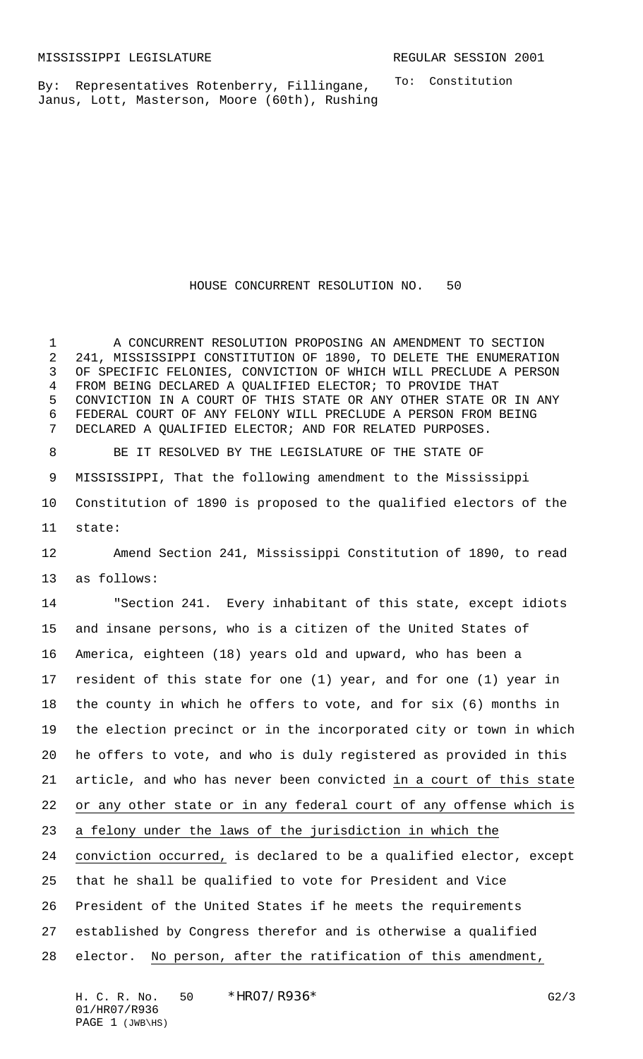MISSISSIPPI LEGISLATURE REGULAR SESSION 2001

By: Representatives Rotenberry, Fillingane, Janus, Lott, Masterson, Moore (60th), Rushing

To: Constitution

# HOUSE CONCURRENT RESOLUTION NO. 50

A CONCURRENT RESOLUTION PROPOSING AN AMENDMENT TO SECTION 241, MISSISSIPPI CONSTITUTION OF 1890, TO DELETE THE ENUMERATION OF SPECIFIC FELONIES, CONVICTION OF WHICH WILL PRECLUDE A PERSON FROM BEING DECLARED A QUALIFIED ELECTOR; TO PROVIDE THAT CONVICTION IN A COURT OF THIS STATE OR ANY OTHER STATE OR IN ANY FEDERAL COURT OF ANY FELONY WILL PRECLUDE A PERSON FROM BEING DECLARED A QUALIFIED ELECTOR; AND FOR RELATED PURPOSES.

BE IT RESOLVED BY THE LEGISLATURE OF THE STATE OF MISSISSIPPI, That the following amendment to the Mississippi Constitution of 1890 is proposed to the qualified electors of the state:

Amend Section 241, Mississippi Constitution of 1890, to read as follows:

"Section 241. Every inhabitant of this state, except idiots and insane persons, who is a citizen of the United States of America, eighteen (18) years old and upward, who has been a resident of this state for one (1) year, and for one (1) year in the county in which he offers to vote, and for six (6) months in the election precinct or in the incorporated city or town in which he offers to vote, and who is duly registered as provided in this article, and who has never been convicted in a court of this state or any other state or in any federal court of any offense which is a felony under the laws of the jurisdiction in which the conviction occurred, is declared to be a qualified elector, except that he shall be qualified to vote for President and Vice President of the United States if he meets the requirements established by Congress therefor and is otherwise a qualified elector. No person, after the ratification of this amendment,

H. C. R. No. 50 \*HR07/R936\* G2/3
01/HR07/R936
PAGE 1 (JWB\HS)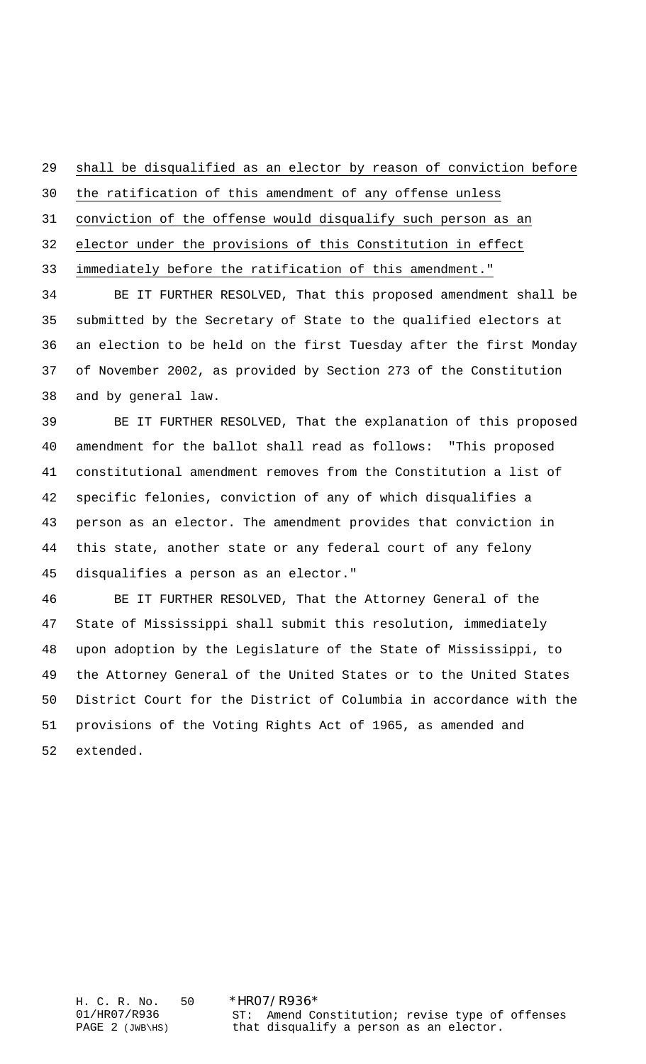shall be disqualified as an elector by reason of conviction before the ratification of this amendment of any offense unless conviction of the offense would disqualify such person as an elector under the provisions of this Constitution in effect immediately before the ratification of this amendment."

BE IT FURTHER RESOLVED, That this proposed amendment shall be submitted by the Secretary of State to the qualified electors at an election to be held on the first Tuesday after the first Monday of November 2002, as provided by Section 273 of the Constitution and by general law.

BE IT FURTHER RESOLVED, That the explanation of this proposed amendment for the ballot shall read as follows: "This proposed constitutional amendment removes from the Constitution a list of specific felonies, conviction of any of which disqualifies a person as an elector. The amendment provides that conviction in this state, another state or any federal court of any felony disqualifies a person as an elector."

BE IT FURTHER RESOLVED, That the Attorney General of the State of Mississippi shall submit this resolution, immediately upon adoption by the Legislature of the State of Mississippi, to the Attorney General of the United States or to the United States District Court for the District of Columbia in accordance with the provisions of the Voting Rights Act of 1965, as amended and extended.

ST: Amend Constitution; revise type of offenses that disqualify a person as an elector.